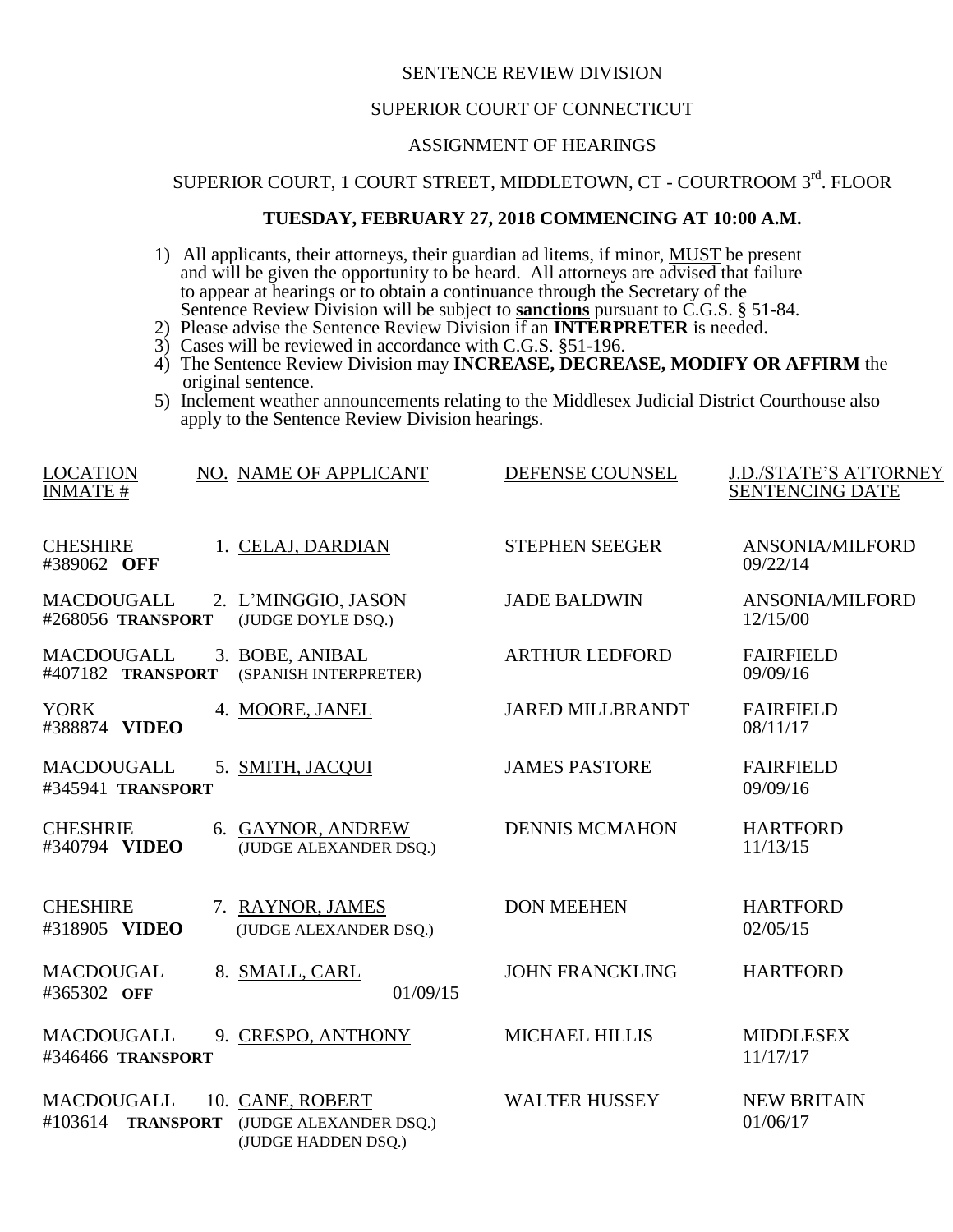SENTENCE REVIEW DIVISION

SUPERIOR COURT OF CONNECTICUT

ASSIGNMENT OF HEARINGS

SUPERIOR COURT, 1 COURT STREET, MIDDLETOWN, CT - COURTROOM 3rd. FLOOR

**TUESDAY, FEBRUARY 27, 2018 COMMENCING AT 10:00 A.M.**

1) All applicants, their attorneys, their guardian ad litems, if minor, MUST be present and will be given the opportunity to be heard. All attorneys are advised that failure to appear at hearings or to obtain a continuance through the Secretary of the Sentence Review Division will be subject to **sanctions** pursuant to C.G.S. § 51-84.
2) Please advise the Sentence Review Division if an **INTERPRETER** is needed.
3) Cases will be reviewed in accordance with C.G.S. §51-196.
4) The Sentence Review Division may **INCREASE, DECREASE, MODIFY OR AFFIRM** the original sentence.
5) Inclement weather announcements relating to the Middlesex Judicial District Courthouse also apply to the Sentence Review Division hearings.

| LOCATION<br>INMATE # | NO. NAME OF APPLICANT | DEFENSE COUNSEL | J.D./STATE'S ATTORNEY<br>SENTENCING DATE |
|---|---|---|---|
| CHESHIRE<br>#389062 **OFF** | 1. CELAJ, DARDIAN | STEPHEN SEEGER | ANSONIA/MILFORD<br>09/22/14 |
| MACDOUGALL<br>#268056 **TRANSPORT** | 2. L'MINGGIO, JASON<br>(JUDGE DOYLE DSQ.) | JADE BALDWIN | ANSONIA/MILFORD<br>12/15/00 |
| MACDOUGALL<br>#407182 **TRANSPORT** | 3. BOBE, ANIBAL<br>(SPANISH INTERPRETER) | ARTHUR LEDFORD | FAIRFIELD<br>09/09/16 |
| YORK<br>#388874 **VIDEO** | 4. MOORE, JANEL | JARED MILLBRANDT | FAIRFIELD<br>08/11/17 |
| MACDOUGALL<br>#345941 **TRANSPORT** | 5. SMITH, JACQUI | JAMES PASTORE | FAIRFIELD<br>09/09/16 |
| CHESHRIE<br>#340794 **VIDEO** | 6. GAYNOR, ANDREW<br>(JUDGE ALEXANDER DSQ.) | DENNIS MCMAHON | HARTFORD<br>11/13/15 |
| CHESHIRE<br>#318905 **VIDEO** | 7. RAYNOR, JAMES<br>(JUDGE ALEXANDER DSQ.) | DON MEEHEN | HARTFORD<br>02/05/15 |
| MACDOUGAL<br>#365302 **OFF** | 8. SMALL, CARL 01/09/15 | JOHN FRANCKLING | HARTFORD |
| MACDOUGALL<br>#346466 **TRANSPORT** | 9. CRESPO, ANTHONY | MICHAEL HILLIS | MIDDLESEX<br>11/17/17 |
| MACDOUGALL<br>#103614 **TRANSPORT** | 10. CANE, ROBERT<br>(JUDGE ALEXANDER DSQ.)<br>(JUDGE HADDEN DSQ.) | WALTER HUSSEY | NEW BRITAIN<br>01/06/17 |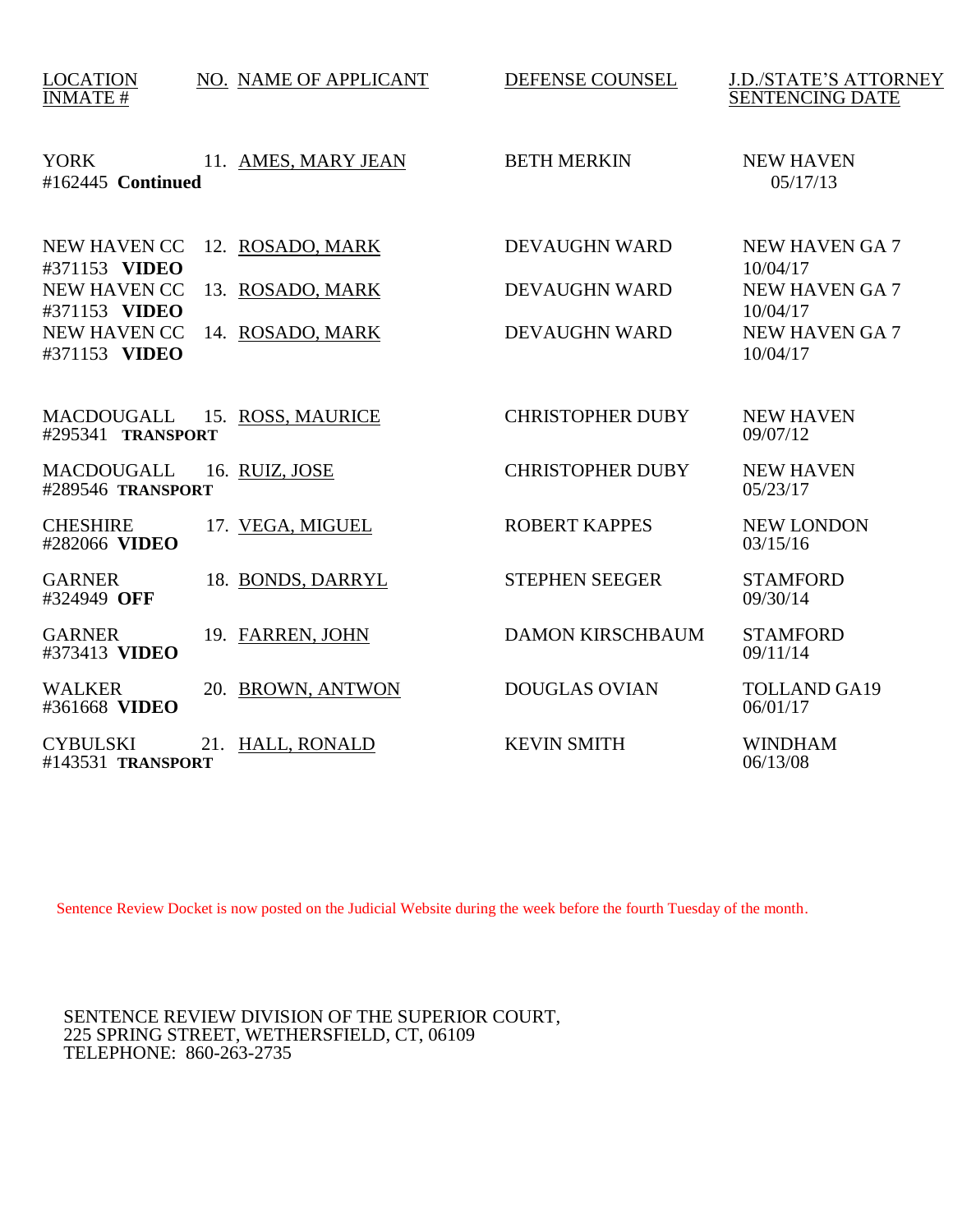| LOCATION<br>INMATE # | NO. | NAME OF APPLICANT | DEFENSE COUNSEL | J.D./STATE'S ATTORNEY<br>SENTENCING DATE |
|---|---|---|---|---|
| YORK<br>#162445 **Continued** | 11. | AMES, MARY JEAN | BETH MERKIN | NEW HAVEN<br>05/17/13 |
| NEW HAVEN CC<br>#371153 **VIDEO** | 12. | ROSADO, MARK | DEVAUGHN WARD | NEW HAVEN GA 7<br>10/04/17 |
| NEW HAVEN CC<br>#371153 **VIDEO** | 13. | ROSADO, MARK | DEVAUGHN WARD | NEW HAVEN GA 7<br>10/04/17 |
| NEW HAVEN CC<br>#371153 **VIDEO** | 14. | ROSADO, MARK | DEVAUGHN WARD | NEW HAVEN GA 7<br>10/04/17 |
| MACDOUGALL<br>#295341 **TRANSPORT** | 15. | ROSS, MAURICE | CHRISTOPHER DUBY | NEW HAVEN<br>09/07/12 |
| MACDOUGALL<br>#289546 **TRANSPORT** | 16. | RUIZ, JOSE | CHRISTOPHER DUBY | NEW HAVEN<br>05/23/17 |
| CHESHIRE<br>#282066 **VIDEO** | 17. | VEGA, MIGUEL | ROBERT KAPPES | NEW LONDON<br>03/15/16 |
| GARNER<br>#324949 **OFF** | 18. | BONDS, DARRYL | STEPHEN SEEGER | STAMFORD<br>09/30/14 |
| GARNER<br>#373413 **VIDEO** | 19. | FARREN, JOHN | DAMON KIRSCHBAUM | STAMFORD<br>09/11/14 |
| WALKER<br>#361668 **VIDEO** | 20. | BROWN, ANTWON | DOUGLAS OVIAN | TOLLAND GA19<br>06/01/17 |
| CYBULSKI<br>#143531 **TRANSPORT** | 21. | HALL, RONALD | KEVIN SMITH | WINDHAM<br>06/13/08 |

Sentence Review Docket is now posted on the Judicial Website during the week before the fourth Tuesday of the month.

SENTENCE REVIEW DIVISION OF THE SUPERIOR COURT,
225 SPRING STREET, WETHERSFIELD, CT, 06109
TELEPHONE: 860-263-2735